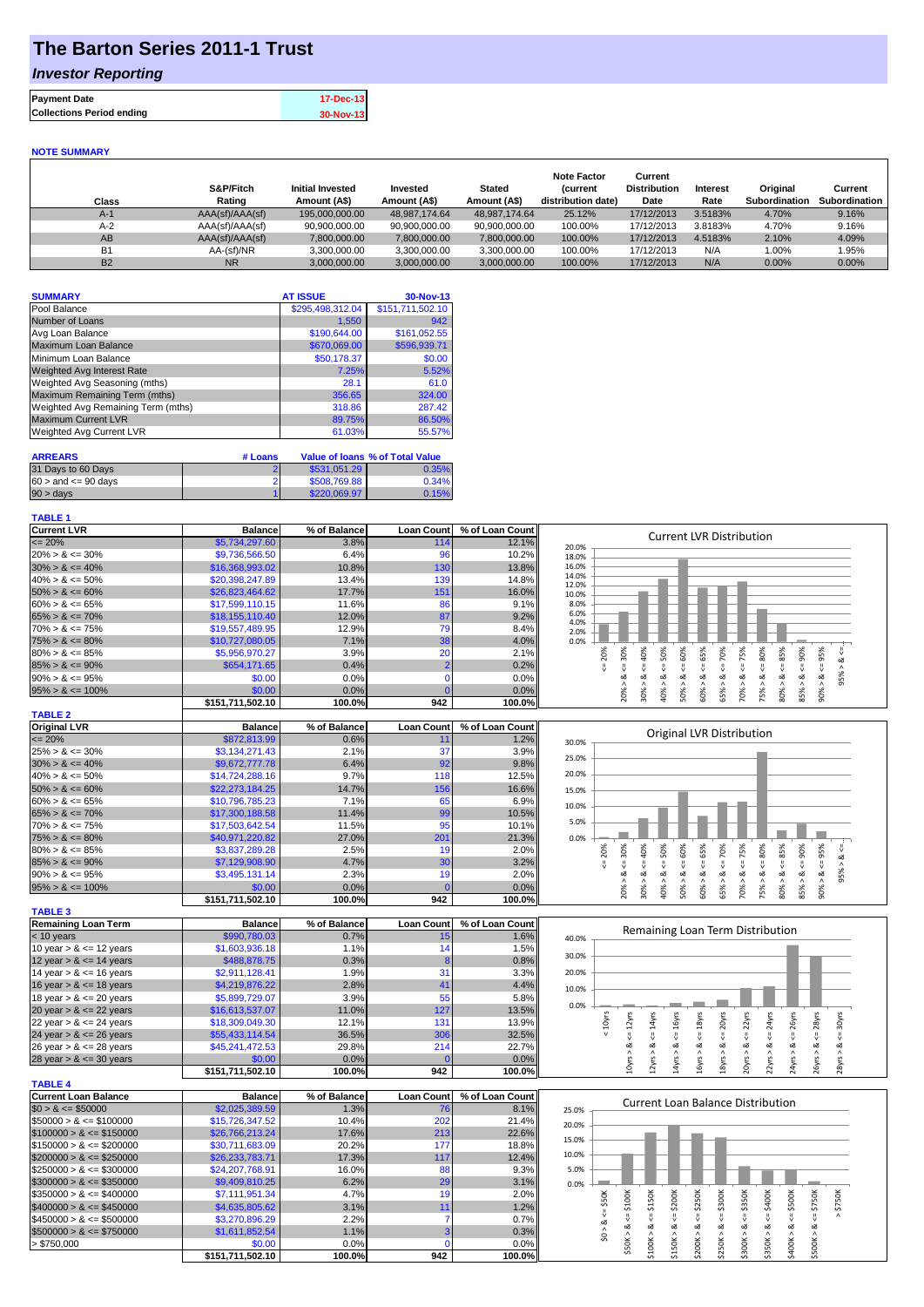# The Barton Series 2011-1 Trust

## *Investor Reporting*

| | |
|---|---|
| **Payment Date** | 17-Dec-13 |
| **Collections Period ending** | 30-Nov-13 |

**NOTE SUMMARY**

| Class | S&P/Fitch Rating | Initial Invested Amount (A$) | Invested Amount (A$) | Stated Amount (A$) | Note Factor (current distribution date) | Current Distribution Date | Interest Rate | Original Subordination | Current Subordination |
|---|---|---|---|---|---|---|---|---|---|
| A-1 | AAA(sf)/AAA(sf) | 195,000,000.00 | 48,987,174.64 | 48,987,174.64 | 25.12% | 17/12/2013 | 3.5183% | 4.70% | 9.16% |
| A-2 | AAA(sf)/AAA(sf) | 90,900,000.00 | 90,900,000.00 | 90,900,000.00 | 100.00% | 17/12/2013 | 3.8183% | 4.70% | 9.16% |
| AB | AAA(sf)/AAA(sf) | 7,800,000.00 | 7,800,000.00 | 7,800,000.00 | 100.00% | 17/12/2013 | 4.5183% | 2.10% | 4.09% |
| B1 | AA-(sf)/NR | 3,300,000.00 | 3,300,000.00 | 3,300,000.00 | 100.00% | 17/12/2013 | N/A | 1.00% | 1.95% |
| B2 | NR | 3,000,000.00 | 3,000,000.00 | 3,000,000.00 | 100.00% | 17/12/2013 | N/A | 0.00% | 0.00% |

| SUMMARY | AT ISSUE | 30-Nov-13 |
|---|---|---|
| Pool Balance | $295,498,312.04 | $151,711,502.10 |
| Number of Loans | 1,550 | 942 |
| Avg Loan Balance | $190,644.00 | $161,052.55 |
| Maximum Loan Balance | $670,069.00 | $596,939.71 |
| Minimum Loan Balance | $50,178.37 | $0.00 |
| Weighted Avg Interest Rate | 7.25% | 5.52% |
| Weighted Avg Seasoning (mths) | 28.1 | 61.0 |
| Maximum Remaining Term (mths) | 356.65 | 324.00 |
| Weighted Avg Remaining Term (mths) | 318.86 | 287.42 |
| Maximum Current LVR | 89.75% | 86.50% |
| Weighted Avg Current LVR | 61.03% | 55.57% |

| ARREARS | # Loans | Value of loans | % of Total Value |
|---|---|---|---|
| 31 Days to 60 Days | 2 | $531,051.29 | 0.35% |
| 60 > and <= 90 days | 2 | $508,769.88 | 0.34% |
| 90 > days | 1 | $220,069.97 | 0.15% |

**TABLE 1**

| Current LVR | Balance | % of Balance | Loan Count | % of Loan Count |
|---|---|---|---|---|
| <= 20% | $5,734,297.60 | 3.8% | 114 | 12.1% |
| 20% > & <= 30% | $9,736,566.50 | 6.4% | 96 | 10.2% |
| 30% > & <= 40% | $16,368,993.02 | 10.8% | 130 | 13.8% |
| 40% > & <= 50% | $20,398,247.89 | 13.4% | 139 | 14.8% |
| 50% > & <= 60% | $26,823,464.62 | 17.7% | 151 | 16.0% |
| 60% > & <= 65% | $17,599,110.15 | 11.6% | 86 | 9.1% |
| 65% > & <= 70% | $18,155,110.40 | 12.0% | 87 | 9.2% |
| 70% > & <= 75% | $19,557,489.95 | 12.9% | 79 | 8.4% |
| 75% > & <= 80% | $10,727,080.05 | 7.1% | 38 | 4.0% |
| 80% > & <= 85% | $5,956,970.27 | 3.9% | 20 | 2.1% |
| 85% > & <= 90% | $654,171.65 | 0.4% | 2 | 0.2% |
| 90% > & <= 95% | $0.00 | 0.0% | 0 | 0.0% |
| 95% > & <= 100% | $0.00 | 0.0% | 0 | 0.0% |
| | $151,711,502.10 | 100.0% | 942 | 100.0% |

**TABLE 2**

| Original LVR | Balance | % of Balance | Loan Count | % of Loan Count |
|---|---|---|---|---|
| <= 20% | $872,813.99 | 0.6% | 11 | 1.2% |
| 25% > & <= 30% | $3,134,271.43 | 2.1% | 37 | 3.9% |
| 30% > & <= 40% | $9,672,777.78 | 6.4% | 92 | 9.8% |
| 40% > & <= 50% | $14,724,288.16 | 9.7% | 118 | 12.5% |
| 50% > & <= 60% | $22,273,184.25 | 14.7% | 156 | 16.6% |
| 60% > & <= 65% | $10,796,785.23 | 7.1% | 65 | 6.9% |
| 65% > & <= 70% | $17,300,188.58 | 11.4% | 99 | 10.5% |
| 70% > & <= 75% | $17,503,642.54 | 11.5% | 95 | 10.1% |
| 75% > & <= 80% | $40,971,220.82 | 27.0% | 201 | 21.3% |
| 80% > & <= 85% | $3,837,289.28 | 2.5% | 19 | 2.0% |
| 85% > & <= 90% | $7,129,908.90 | 4.7% | 30 | 3.2% |
| 90% > & <= 95% | $3,495,131.14 | 2.3% | 19 | 2.0% |
| 95% > & <= 100% | $0.00 | 0.0% | 0 | 0.0% |
| | $151,711,502.10 | 100.0% | 942 | 100.0% |

**TABLE 3**

| Remaining Loan Term | Balance | % of Balance | Loan Count | % of Loan Count |
|---|---|---|---|---|
| < 10 years | $990,780.03 | 0.7% | 15 | 1.6% |
| 10 year > & <= 12 years | $1,603,936.18 | 1.1% | 14 | 1.5% |
| 12 year > & <= 14 years | $488,878.75 | 0.3% | 8 | 0.8% |
| 14 year > & <= 16 years | $2,911,128.41 | 1.9% | 31 | 3.3% |
| 16 year > & <= 18 years | $4,219,876.22 | 2.8% | 41 | 4.4% |
| 18 year > & <= 20 years | $5,899,729.07 | 3.9% | 55 | 5.8% |
| 20 year > & <= 22 years | $16,613,537.07 | 11.0% | 127 | 13.5% |
| 22 year > & <= 24 years | $18,309,049.30 | 12.1% | 131 | 13.9% |
| 24 year > & <= 26 years | $55,433,114.54 | 36.5% | 306 | 32.5% |
| 26 year > & <= 28 years | $45,241,472.53 | 29.8% | 214 | 22.7% |
| 28 year > & <= 30 years | $0.00 | 0.0% | 0 | 0.0% |
| | $151,711,502.10 | 100.0% | 942 | 100.0% |

**TABLE 4**

| Current Loan Balance | Balance | % of Balance | Loan Count | % of Loan Count |
|---|---|---|---|---|
| $0 > & <= $50000 | $2,025,389.59 | 1.3% | 76 | 8.1% |
| $50000 > & <= $100000 | $15,726,347.52 | 10.4% | 202 | 21.4% |
| $100000 > & <= $150000 | $26,766,213.24 | 17.6% | 213 | 22.6% |
| $150000 > & <= $200000 | $30,711,683.09 | 20.2% | 177 | 18.8% |
| $200000 > & <= $250000 | $26,233,783.71 | 17.3% | 117 | 12.4% |
| $250000 > & <= $300000 | $24,207,768.91 | 16.0% | 88 | 9.3% |
| $300000 > & <= $350000 | $9,409,810.25 | 6.2% | 29 | 3.1% |
| $350000 > & <= $400000 | $7,111,951.34 | 4.7% | 19 | 2.0% |
| $400000 > & <= $450000 | $4,635,805.62 | 3.1% | 11 | 1.2% |
| $450000 > & <= $500000 | $3,270,896.29 | 2.2% | 7 | 0.7% |
| $500000 > & <= $750000 | $1,611,852.54 | 1.1% | 3 | 0.3% |
| > $750,000 | $0.00 | 0.0% | 0 | 0.0% |
| | $151,711,502.10 | 100.0% | 942 | 100.0% |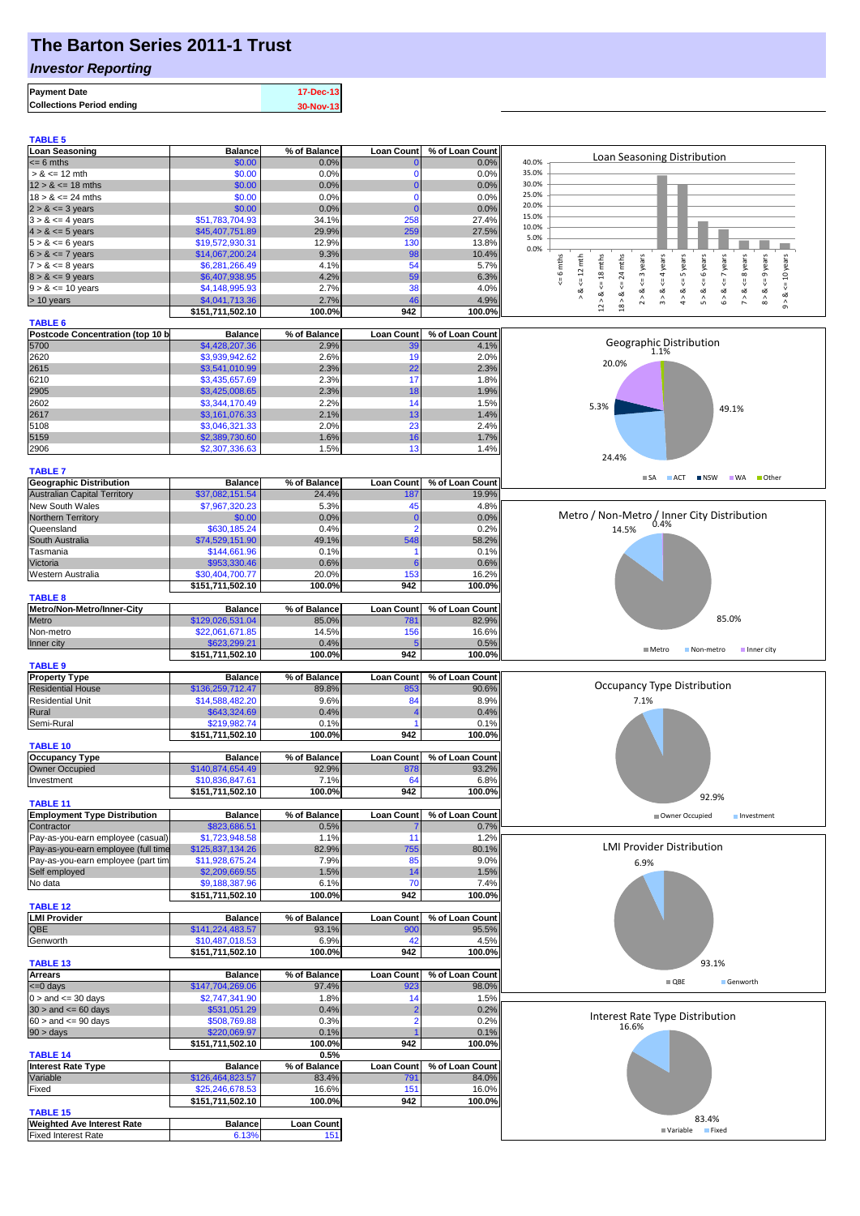# The Barton Series 2011-1 Trust

## *Investor Reporting*

| | |
|---|---|
| **Payment Date** | 17-Dec-13 |
| **Collections Period ending** | 30-Nov-13 |

**TABLE 5**

| Loan Seasoning | Balance | % of Balance | Loan Count | % of Loan Count |
|---|---|---|---|---|
| <= 6 mths | $0.00 | 0.0% | 0 | 0.0% |
| > & <= 12 mth | $0.00 | 0.0% | 0 | 0.0% |
| 12 > & <= 18 mths | $0.00 | 0.0% | 0 | 0.0% |
| 18 > & <= 24 mths | $0.00 | 0.0% | 0 | 0.0% |
| 2 > & <= 3 years | $0.00 | 0.0% | 0 | 0.0% |
| 3 > & <= 4 years | $51,783,704.93 | 34.1% | 258 | 27.4% |
| 4 > & <= 5 years | $45,407,751.89 | 29.9% | 259 | 27.5% |
| 5 > & <= 6 years | $19,572,930.31 | 12.9% | 130 | 13.8% |
| 6 > & <= 7 years | $14,067,200.24 | 9.3% | 98 | 10.4% |
| 7 > & <= 8 years | $6,281,266.49 | 4.1% | 54 | 5.7% |
| 8 > & <= 9 years | $6,407,938.95 | 4.2% | 59 | 6.3% |
| 9 > & <= 10 years | $4,148,995.93 | 2.7% | 38 | 4.0% |
| > 10 years | $4,041,713.36 | 2.7% | 46 | 4.9% |
| | $151,711,502.10 | 100.0% | 942 | 100.0% |

Loan Seasoning Distribution
40.0%
35.0%
30.0%
25.0%
20.0%
15.0%
10.0%
5.0%
0.0%
<= 6 mths
> & <= 12 mth
12 > & <= 18 mths
18 > & <= 24 mths
2 > & <= 3 years
3 > & <= 4 years
4 > & <= 5 years
5 > & <= 6 years
6 > & <= 7 years
7 > & <= 8 years
8 > & <= 9 years
9 > & <= 10 years

**TABLE 6**

| Postcode Concentration (top 10 by value) | Balance | % of Balance | Loan Count | % of Loan Count |
|---|---|---|---|---|
| 5700 | $4,428,207.36 | 2.9% | 39 | 4.1% |
| 2620 | $3,939,942.62 | 2.6% | 19 | 2.0% |
| 2615 | $3,541,010.99 | 2.3% | 22 | 2.3% |
| 6210 | $3,435,657.69 | 2.3% | 17 | 1.8% |
| 2905 | $3,425,008.65 | 2.3% | 18 | 1.9% |
| 2602 | $3,344,170.49 | 2.2% | 14 | 1.5% |
| 2617 | $3,161,076.33 | 2.1% | 13 | 1.4% |
| 5108 | $3,046,321.33 | 2.0% | 23 | 2.4% |
| 5159 | $2,389,730.60 | 1.6% | 16 | 1.7% |
| 2906 | $2,307,336.63 | 1.5% | 13 | 1.4% |

Geographic Distribution
1.1%
20.0%
5.3%
49.1%
24.4%
SA ACT NSW WA Other

**TABLE 7**

| Geographic Distribution | Balance | % of Balance | Loan Count | % of Loan Count |
|---|---|---|---|---|
| Australian Capital Territory | $37,082,151.54 | 24.4% | 187 | 19.9% |
| New South Wales | $7,967,320.23 | 5.3% | 45 | 4.8% |
| Northern Territory | $0.00 | 0.0% | 0 | 0.0% |
| Queensland | $630,185.24 | 0.4% | 2 | 0.2% |
| South Australia | $74,529,151.90 | 49.1% | 548 | 58.2% |
| Tasmania | $144,661.96 | 0.1% | 1 | 0.1% |
| Victoria | $953,330.46 | 0.6% | 6 | 0.6% |
| Western Australia | $30,404,700.77 | 20.0% | 153 | 16.2% |
| | $151,711,502.10 | 100.0% | 942 | 100.0% |

Metro / Non-Metro / Inner City Distribution
14.5%
0.4%
85.0%
Metro Non-metro Inner city

**TABLE 8**

| Metro/Non-Metro/Inner-City | Balance | % of Balance | Loan Count | % of Loan Count |
|---|---|---|---|---|
| Metro | $129,026,531.04 | 85.0% | 781 | 82.9% |
| Non-metro | $22,061,671.85 | 14.5% | 156 | 16.6% |
| Inner city | $623,299.21 | 0.4% | 5 | 0.5% |
| | $151,711,502.10 | 100.0% | 942 | 100.0% |

**TABLE 9**

| Property Type | Balance | % of Balance | Loan Count | % of Loan Count |
|---|---|---|---|---|
| Residential House | $136,259,712.47 | 89.8% | 853 | 90.6% |
| Residential Unit | $14,588,482.20 | 9.6% | 84 | 8.9% |
| Rural | $643,324.69 | 0.4% | 4 | 0.4% |
| Semi-Rural | $219,982.74 | 0.1% | 1 | 0.1% |
| | $151,711,502.10 | 100.0% | 942 | 100.0% |

Occupancy Type Distribution
7.1%
92.9%
Owner Occupied Investment

**TABLE 10**

| Occupancy Type | Balance | % of Balance | Loan Count | % of Loan Count |
|---|---|---|---|---|
| Owner Occupied | $140,874,654.49 | 92.9% | 878 | 93.2% |
| Investment | $10,836,847.61 | 7.1% | 64 | 6.8% |
| | $151,711,502.10 | 100.0% | 942 | 100.0% |

**TABLE 11**

| Employment Type Distribution | Balance | % of Balance | Loan Count | % of Loan Count |
|---|---|---|---|---|
| Contractor | $823,686.51 | 0.5% | 7 | 0.7% |
| Pay-as-you-earn employee (casual) | $1,723,948.58 | 1.1% | 11 | 1.2% |
| Pay-as-you-earn employee (full time) | $125,837,134.26 | 82.9% | 755 | 80.1% |
| Pay-as-you-earn employee (part time) | $11,928,675.24 | 7.9% | 85 | 9.0% |
| Self employed | $2,209,669.55 | 1.5% | 14 | 1.5% |
| No data | $9,188,387.96 | 6.1% | 70 | 7.4% |
| | $151,711,502.10 | 100.0% | 942 | 100.0% |

LMI Provider Distribution
6.9%
93.1%
QBE Genworth

**TABLE 12**

| LMI Provider | Balance | % of Balance | Loan Count | % of Loan Count |
|---|---|---|---|---|
| QBE | $141,224,483.57 | 93.1% | 900 | 95.5% |
| Genworth | $10,487,018.53 | 6.9% | 42 | 4.5% |
| | $151,711,502.10 | 100.0% | 942 | 100.0% |

**TABLE 13**

| Arrears | Balance | % of Balance | Loan Count | % of Loan Count |
|---|---|---|---|---|
| <=0 days | $147,704,269.06 | 97.4% | 923 | 98.0% |
| 0 > and <= 30 days | $2,747,341.90 | 1.8% | 14 | 1.5% |
| 30 > and <= 60 days | $531,051.29 | 0.4% | 2 | 0.2% |
| 60 > and <= 90 days | $508,769.88 | 0.3% | 2 | 0.2% |
| 90 > days | $220,069.97 | 0.1% | 1 | 0.1% |
| | $151,711,502.10 | 100.0% | 942 | 100.0% |
| | | 0.5% | | |

Interest Rate Type Distribution
16.6%
83.4%
Variable Fixed

**TABLE 14**

| Interest Rate Type | Balance | % of Balance | Loan Count | % of Loan Count |
|---|---|---|---|---|
| Variable | $126,464,823.57 | 83.4% | 791 | 84.0% |
| Fixed | $25,246,678.53 | 16.6% | 151 | 16.0% |
| | $151,711,502.10 | 100.0% | 942 | 100.0% |

**TABLE 15**

| Weighted Ave Interest Rate | Balance | Loan Count |
|---|---|---|
| Fixed Interest Rate | 6.13% | 151 |